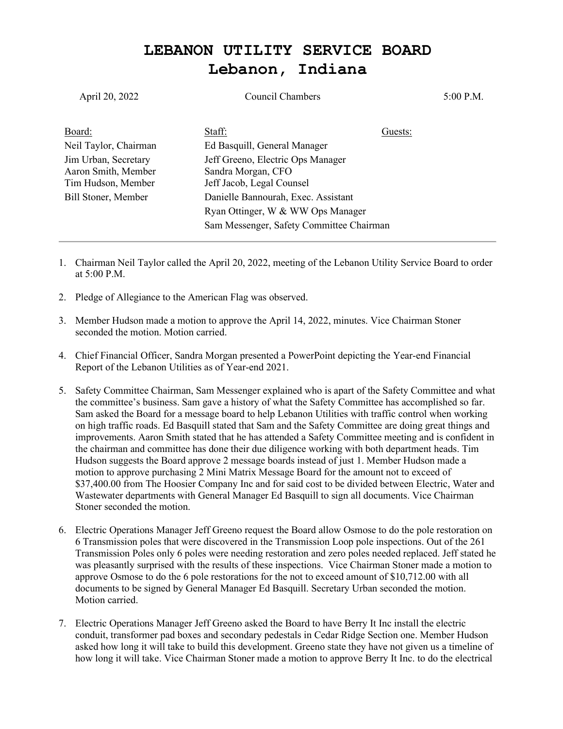# LEBANON UTILITY SERVICE BOARD
# Lebanon, Indiana

April 20, 2022 | Council Chambers | 5:00 P.M.

| Board: | Staff: | Guests: |
|---|---|---|
| Neil Taylor, Chairman | Ed Basquill, General Manager | |
| Jim Urban, Secretary | Jeff Greeno, Electric Ops Manager | |
| Aaron Smith, Member | Sandra Morgan, CFO | |
| Tim Hudson, Member | Jeff Jacob, Legal Counsel | |
| Bill Stoner, Member | Danielle Bannourah, Exec. Assistant | |
| | Ryan Ottinger, W & WW Ops Manager | |
| | Sam Messenger, Safety Committee Chairman | |

---

1. Chairman Neil Taylor called the April 20, 2022, meeting of the Lebanon Utility Service Board to order at 5:00 P.M.

2. Pledge of Allegiance to the American Flag was observed.

3. Member Hudson made a motion to approve the April 14, 2022, minutes. Vice Chairman Stoner seconded the motion. Motion carried.

4. Chief Financial Officer, Sandra Morgan presented a PowerPoint depicting the Year-end Financial Report of the Lebanon Utilities as of Year-end 2021.

5. Safety Committee Chairman, Sam Messenger explained who is apart of the Safety Committee and what the committee's business. Sam gave a history of what the Safety Committee has accomplished so far. Sam asked the Board for a message board to help Lebanon Utilities with traffic control when working on high traffic roads. Ed Basquill stated that Sam and the Safety Committee are doing great things and improvements. Aaron Smith stated that he has attended a Safety Committee meeting and is confident in the chairman and committee has done their due diligence working with both department heads. Tim Hudson suggests the Board approve 2 message boards instead of just 1. Member Hudson made a motion to approve purchasing 2 Mini Matrix Message Board for the amount not to exceed of $37,400.00 from The Hoosier Company Inc and for said cost to be divided between Electric, Water and Wastewater departments with General Manager Ed Basquill to sign all documents. Vice Chairman Stoner seconded the motion.

6. Electric Operations Manager Jeff Greeno request the Board allow Osmose to do the pole restoration on 6 Transmission poles that were discovered in the Transmission Loop pole inspections. Out of the 261 Transmission Poles only 6 poles were needing restoration and zero poles needed replaced. Jeff stated he was pleasantly surprised with the results of these inspections. Vice Chairman Stoner made a motion to approve Osmose to do the 6 pole restorations for the not to exceed amount of $10,712.00 with all documents to be signed by General Manager Ed Basquill. Secretary Urban seconded the motion. Motion carried.

7. Electric Operations Manager Jeff Greeno asked the Board to have Berry It Inc install the electric conduit, transformer pad boxes and secondary pedestals in Cedar Ridge Section one. Member Hudson asked how long it will take to build this development. Greeno state they have not given us a timeline of how long it will take. Vice Chairman Stoner made a motion to approve Berry It Inc. to do the electrical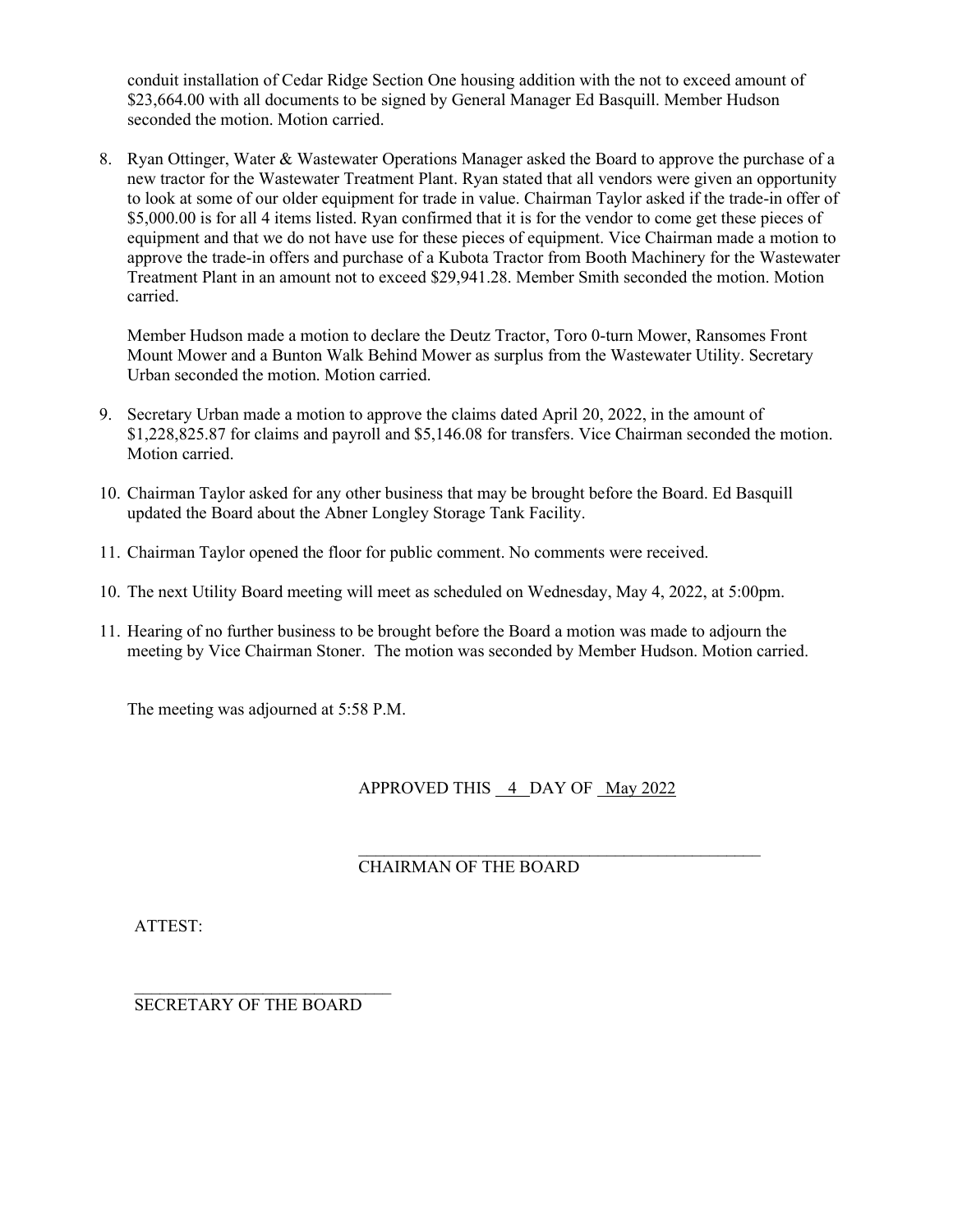conduit installation of Cedar Ridge Section One housing addition with the not to exceed amount of $23,664.00 with all documents to be signed by General Manager Ed Basquill. Member Hudson seconded the motion. Motion carried.

8. Ryan Ottinger, Water & Wastewater Operations Manager asked the Board to approve the purchase of a new tractor for the Wastewater Treatment Plant. Ryan stated that all vendors were given an opportunity to look at some of our older equipment for trade in value. Chairman Taylor asked if the trade-in offer of $5,000.00 is for all 4 items listed. Ryan confirmed that it is for the vendor to come get these pieces of equipment and that we do not have use for these pieces of equipment. Vice Chairman made a motion to approve the trade-in offers and purchase of a Kubota Tractor from Booth Machinery for the Wastewater Treatment Plant in an amount not to exceed $29,941.28. Member Smith seconded the motion. Motion carried.

   Member Hudson made a motion to declare the Deutz Tractor, Toro 0-turn Mower, Ransomes Front Mount Mower and a Bunton Walk Behind Mower as surplus from the Wastewater Utility. Secretary Urban seconded the motion. Motion carried.

9. Secretary Urban made a motion to approve the claims dated April 20, 2022, in the amount of $1,228,825.87 for claims and payroll and $5,146.08 for transfers. Vice Chairman seconded the motion. Motion carried.

10. Chairman Taylor asked for any other business that may be brought before the Board. Ed Basquill updated the Board about the Abner Longley Storage Tank Facility.

11. Chairman Taylor opened the floor for public comment. No comments were received.

10. The next Utility Board meeting will meet as scheduled on Wednesday, May 4, 2022, at 5:00pm.

11. Hearing of no further business to be brought before the Board a motion was made to adjourn the meeting by Vice Chairman Stoner. The motion was seconded by Member Hudson. Motion carried.

The meeting was adjourned at 5:58 P.M.

APPROVED THIS 4 DAY OF May 2022

\_\_\_\_\_\_\_\_\_\_\_\_\_\_\_\_\_\_\_\_\_\_\_\_\_\_\_\_\_\_\_\_\_\_\_\_\_\_\_\_\_\_\_\_

CHAIRMAN OF THE BOARD

ATTEST:

\_\_\_\_\_\_\_\_\_\_\_\_\_\_\_\_\_\_\_\_\_\_\_\_\_\_\_\_

SECRETARY OF THE BOARD